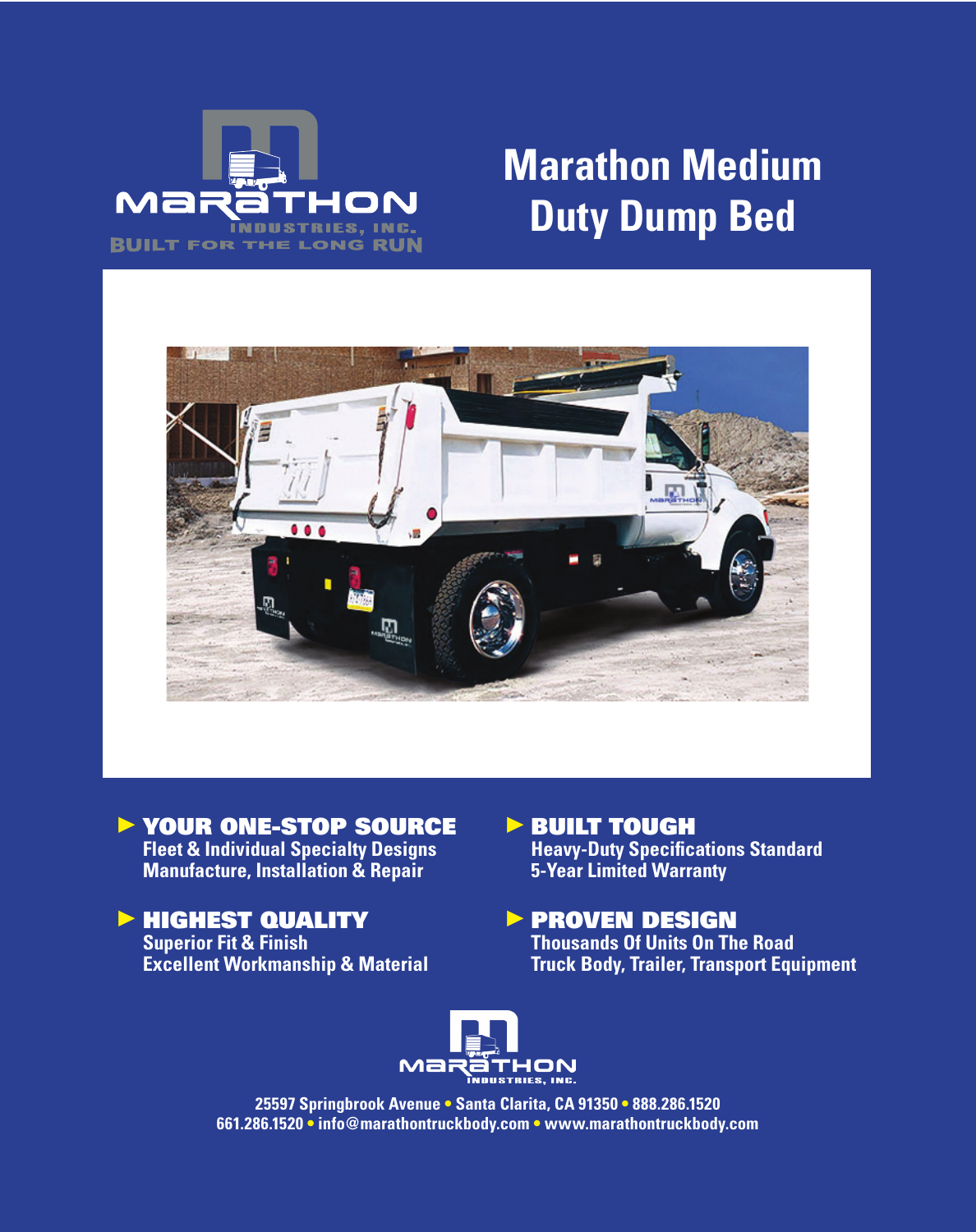MARATHON INDUSTRIES, INC.
BUILT FOR THE LONG RUN

# Marathon Medium Duty Dump Bed

## ► YOUR ONE-STOP SOURCE

Fleet & Individual Specialty Designs
Manufacture, Installation & Repair

## ► HIGHEST QUALITY

Superior Fit & Finish
Excellent Workmanship & Material

## ► BUILT TOUGH

Heavy-Duty Specifications Standard
5-Year Limited Warranty

## ► PROVEN DESIGN

Thousands Of Units On The Road
Truck Body, Trailer, Transport Equipment

MARATHON INDUSTRIES, INC.

25597 Springbrook Avenue • Santa Clarita, CA 91350 • 888.286.1520
661.286.1520 • info@marathontruckbody.com • www.marathontruckbody.com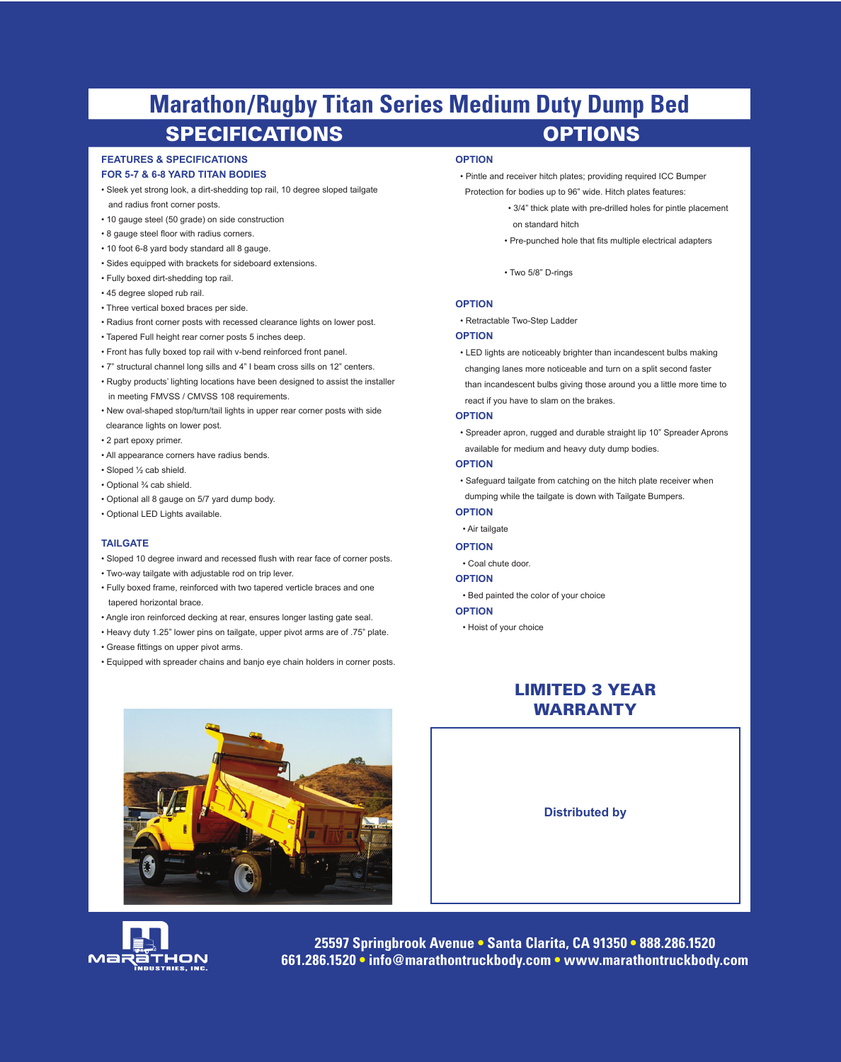# Marathon/Rugby Titan Series Medium Duty Dump Bed

## SPECIFICATIONS

### FEATURES & SPECIFICATIONS FOR 5-7 & 6-8 YARD TITAN BODIES

- Sleek yet strong look, a dirt-shedding top rail, 10 degree sloped tailgate and radius front corner posts.
- 10 gauge steel (50 grade) on side construction
- 8 gauge steel floor with radius corners.
- 10 foot 6-8 yard body standard all 8 gauge.
- Sides equipped with brackets for sideboard extensions.
- Fully boxed dirt-shedding top rail.
- 45 degree sloped rub rail.
- Three vertical boxed braces per side.
- Radius front corner posts with recessed clearance lights on lower post.
- Tapered Full height rear corner posts 5 inches deep.
- Front has fully boxed top rail with v-bend reinforced front panel.
- 7" structural channel long sills and 4" I beam cross sills on 12" centers.
- Rugby products' lighting locations have been designed to assist the installer in meeting FMVSS / CMVSS 108 requirements.
- New oval-shaped stop/turn/tail lights in upper rear corner posts with side clearance lights on lower post.
- 2 part epoxy primer.
- All appearance corners have radius bends.
- Sloped ½ cab shield.
- Optional ¾ cab shield.
- Optional all 8 gauge on 5/7 yard dump body.
- Optional LED Lights available.

### TAILGATE

- Sloped 10 degree inward and recessed flush with rear face of corner posts.
- Two-way tailgate with adjustable rod on trip lever.
- Fully boxed frame, reinforced with two tapered verticle braces and one tapered horizontal brace.
- Angle iron reinforced decking at rear, ensures longer lasting gate seal.
- Heavy duty 1.25" lower pins on tailgate, upper pivot arms are of .75" plate.
- Grease fittings on upper pivot arms.
- Equipped with spreader chains and banjo eye chain holders in corner posts.

## OPTIONS

### OPTION

- Pintle and receiver hitch plates; providing required ICC Bumper Protection for bodies up to 96" wide. Hitch plates features:
  - 3/4" thick plate with pre-drilled holes for pintle placement on standard hitch
  - Pre-punched hole that fits multiple electrical adapters
  - Two 5/8" D-rings

### OPTION

- Retractable Two-Step Ladder

### OPTION

- LED lights are noticeably brighter than incandescent bulbs making changing lanes more noticeable and turn on a split second faster than incandescent bulbs giving those around you a little more time to react if you have to slam on the brakes.

### OPTION

- Spreader apron, rugged and durable straight lip 10" Spreader Aprons available for medium and heavy duty dump bodies.

### OPTION

- Safeguard tailgate from catching on the hitch plate receiver when dumping while the tailgate is down with Tailgate Bumpers.

### OPTION

- Air tailgate

### OPTION

- Coal chute door.

### OPTION

- Bed painted the color of your choice

### OPTION

- Hoist of your choice

## LIMITED 3 YEAR WARRANTY

Distributed by

MARATHON INDUSTRIES, INC.

25597 Springbrook Avenue • Santa Clarita, CA 91350 • 888.286.1520
661.286.1520 • info@marathontruckbody.com • www.marathontruckbody.com